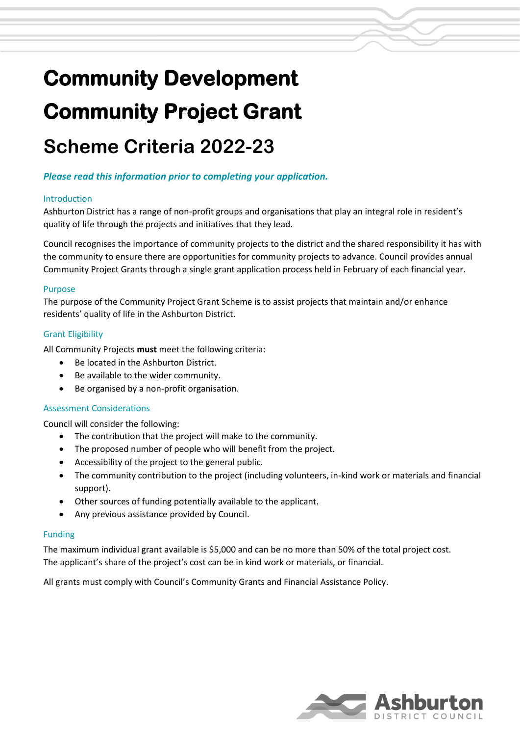# Community Development

# Community Project Grant

## Scheme Criteria 2022-23

***Please read this information prior to completing your application.***

### Introduction

Ashburton District has a range of non-profit groups and organisations that play an integral role in resident's quality of life through the projects and initiatives that they lead.

Council recognises the importance of community projects to the district and the shared responsibility it has with the community to ensure there are opportunities for community projects to advance. Council provides annual Community Project Grants through a single grant application process held in February of each financial year.

### Purpose

The purpose of the Community Project Grant Scheme is to assist projects that maintain and/or enhance residents' quality of life in the Ashburton District.

### Grant Eligibility

All Community Projects **must** meet the following criteria:

- Be located in the Ashburton District.
- Be available to the wider community.
- Be organised by a non-profit organisation.

### Assessment Considerations

Council will consider the following:

- The contribution that the project will make to the community.
- The proposed number of people who will benefit from the project.
- Accessibility of the project to the general public.
- The community contribution to the project (including volunteers, in-kind work or materials and financial support).
- Other sources of funding potentially available to the applicant.
- Any previous assistance provided by Council.

### Funding

The maximum individual grant available is $5,000 and can be no more than 50% of the total project cost. The applicant's share of the project's cost can be in kind work or materials, or financial.

All grants must comply with Council's Community Grants and Financial Assistance Policy.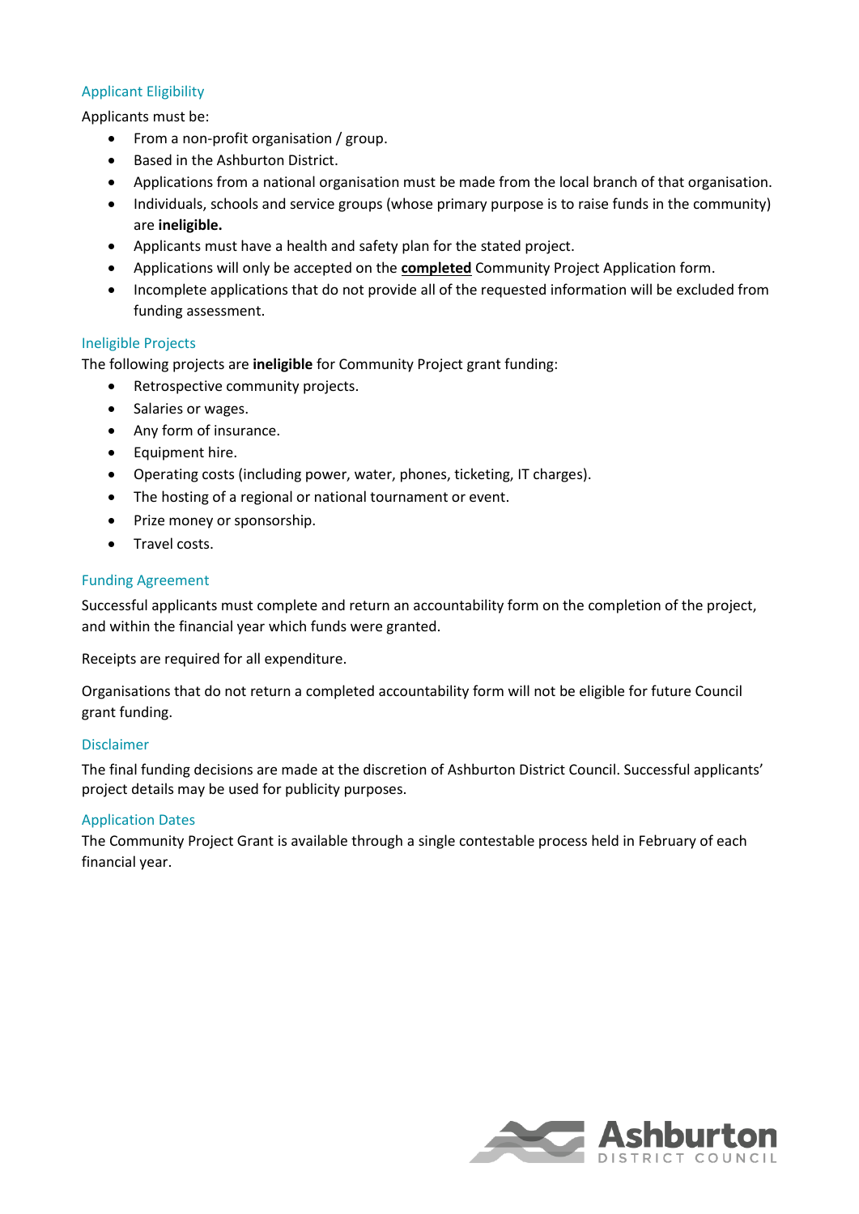## Applicant Eligibility

Applicants must be:

- From a non-profit organisation / group.
- Based in the Ashburton District.
- Applications from a national organisation must be made from the local branch of that organisation.
- Individuals, schools and service groups (whose primary purpose is to raise funds in the community) are **ineligible.**
- Applicants must have a health and safety plan for the stated project.
- Applications will only be accepted on the **completed** Community Project Application form.
- Incomplete applications that do not provide all of the requested information will be excluded from funding assessment.

## Ineligible Projects

The following projects are **ineligible** for Community Project grant funding:

- Retrospective community projects.
- Salaries or wages.
- Any form of insurance.
- Equipment hire.
- Operating costs (including power, water, phones, ticketing, IT charges).
- The hosting of a regional or national tournament or event.
- Prize money or sponsorship.
- Travel costs.

## Funding Agreement

Successful applicants must complete and return an accountability form on the completion of the project, and within the financial year which funds were granted.

Receipts are required for all expenditure.

Organisations that do not return a completed accountability form will not be eligible for future Council grant funding.

## Disclaimer

The final funding decisions are made at the discretion of Ashburton District Council. Successful applicants' project details may be used for publicity purposes.

## Application Dates

The Community Project Grant is available through a single contestable process held in February of each financial year.